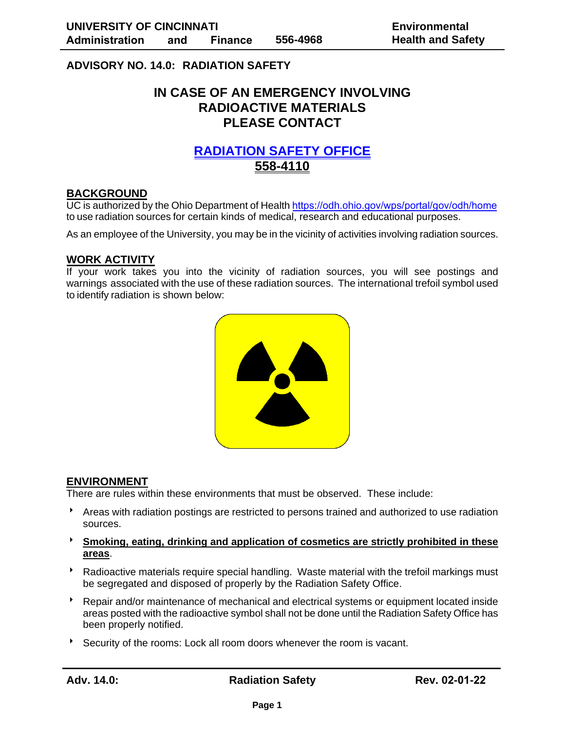UNIVERSITY OF CINCINNATI
Administration and Finance 556-4968

Environmental Health and Safety

**ADVISORY NO. 14.0: RADIATION SAFETY**

## IN CASE OF AN EMERGENCY INVOLVING RADIOACTIVE MATERIALS PLEASE CONTACT

## RADIATION SAFETY OFFICE
## 558-4110

### BACKGROUND

UC is authorized by the Ohio Department of Health https://odh.ohio.gov/wps/portal/gov/odh/home to use radiation sources for certain kinds of medical, research and educational purposes.

As an employee of the University, you may be in the vicinity of activities involving radiation sources.

### WORK ACTIVITY

If your work takes you into the vicinity of radiation sources, you will see postings and warnings associated with the use of these radiation sources. The international trefoil symbol used to identify radiation is shown below:

### ENVIRONMENT

There are rules within these environments that must be observed. These include:

- Areas with radiation postings are restricted to persons trained and authorized to use radiation sources.
- **Smoking, eating, drinking and application of cosmetics are strictly prohibited in these areas**.
- Radioactive materials require special handling. Waste material with the trefoil markings must be segregated and disposed of properly by the Radiation Safety Office.
- Repair and/or maintenance of mechanical and electrical systems or equipment located inside areas posted with the radioactive symbol shall not be done until the Radiation Safety Office has been properly notified.
- Security of the rooms: Lock all room doors whenever the room is vacant.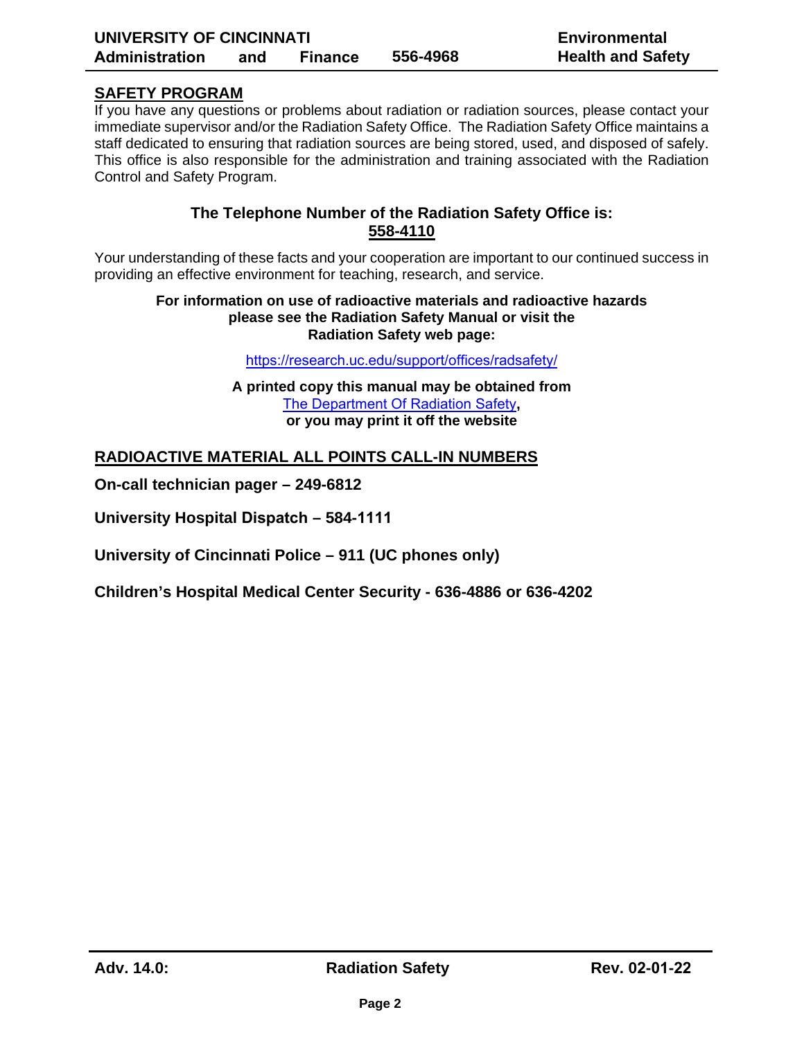## SAFETY PROGRAM

If you have any questions or problems about radiation or radiation sources, please contact your immediate supervisor and/or the Radiation Safety Office. The Radiation Safety Office maintains a staff dedicated to ensuring that radiation sources are being stored, used, and disposed of safely. This office is also responsible for the administration and training associated with the Radiation Control and Safety Program.

**The Telephone Number of the Radiation Safety Office is:**
**558-4110**

Your understanding of these facts and your cooperation are important to our continued success in providing an effective environment for teaching, research, and service.

**For information on use of radioactive materials and radioactive hazards please see the Radiation Safety Manual or visit the Radiation Safety web page:**

https://research.uc.edu/support/offices/radsafety/

**A printed copy this manual may be obtained from**
The Department Of Radiation Safety**,**
**or you may print it off the website**

## RADIOACTIVE MATERIAL ALL POINTS CALL-IN NUMBERS

**On-call technician pager – 249-6812**

**University Hospital Dispatch – 584-1111**

**University of Cincinnati Police – 911 (UC phones only)**

**Children's Hospital Medical Center Security - 636-4886 or 636-4202**